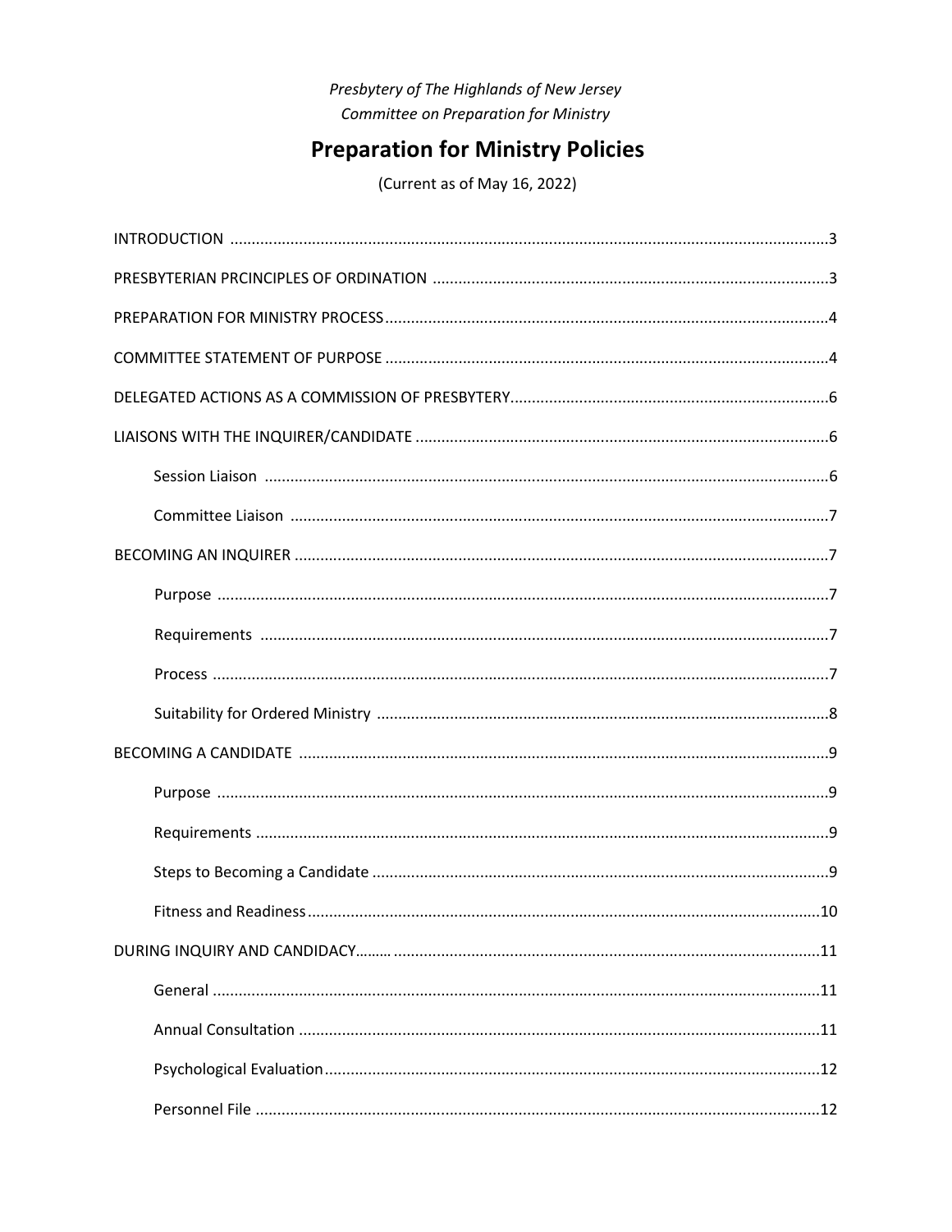*Presbytery of The Highlands of New Jersey*
*Committee on Preparation for Ministry*

# Preparation for Ministry Policies

(Current as of May 16, 2022)

INTRODUCTION ..... 3

PRESBYTERIAN PRCINCIPLES OF ORDINATION ..... 3

PREPARATION FOR MINISTRY PROCESS ..... 4

COMMITTEE STATEMENT OF PURPOSE ..... 4

DELEGATED ACTIONS AS A COMMISSION OF PRESBYTERY ..... 6

LIAISONS WITH THE INQUIRER/CANDIDATE ..... 6

- Session Liaison ..... 6
- Committee Liaison ..... 7

BECOMING AN INQUIRER ..... 7

- Purpose ..... 7
- Requirements ..... 7
- Process ..... 7
- Suitability for Ordered Ministry ..... 8

BECOMING A CANDIDATE ..... 9

- Purpose ..... 9
- Requirements ..... 9
- Steps to Becoming a Candidate ..... 9
- Fitness and Readiness ..... 10

DURING INQUIRY AND CANDIDACY ..... 11

- General ..... 11
- Annual Consultation ..... 11
- Psychological Evaluation ..... 12
- Personnel File ..... 12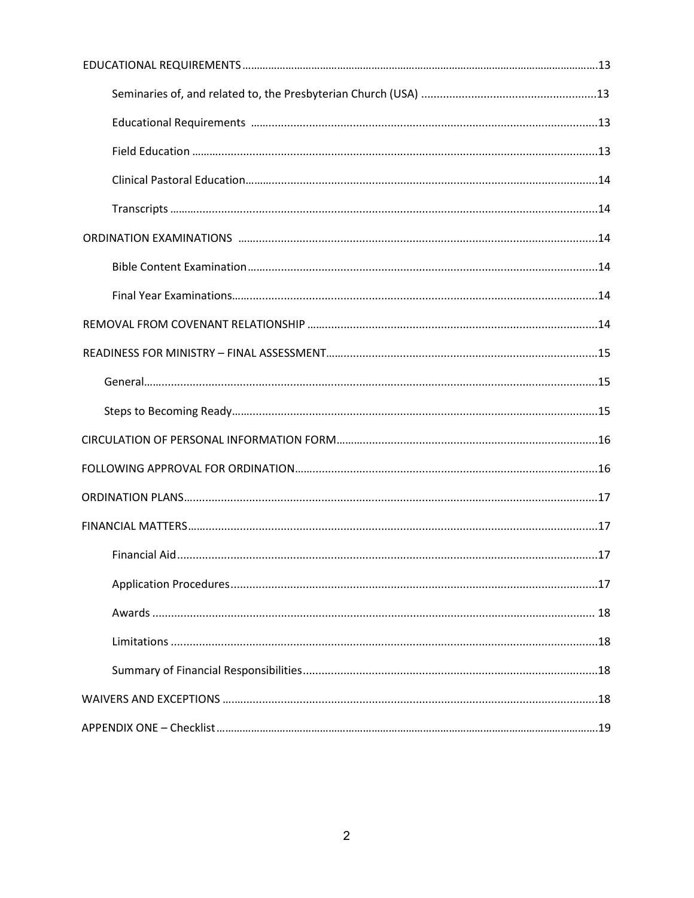EDUCATIONAL REQUIREMENTS ........................................................................13

- Seminaries of, and related to, the Presbyterian Church (USA) ........................................................13
- Educational Requirements ........................................................................13
- Field Education ........................................................................13
- Clinical Pastoral Education ........................................................................14
- Transcripts ........................................................................14

ORDINATION EXAMINATIONS ........................................................................14

- Bible Content Examination ........................................................................14
- Final Year Examinations ........................................................................14

REMOVAL FROM COVENANT RELATIONSHIP ........................................................................14

READINESS FOR MINISTRY – FINAL ASSESSMENT ........................................................................15

- General ........................................................................15
- Steps to Becoming Ready ........................................................................15

CIRCULATION OF PERSONAL INFORMATION FORM ........................................................................16

FOLLOWING APPROVAL FOR ORDINATION ........................................................................16

ORDINATION PLANS ........................................................................17

FINANCIAL MATTERS ........................................................................17

- Financial Aid ........................................................................17
- Application Procedures ........................................................................17
- Awards ........................................................................18
- Limitations ........................................................................18
- Summary of Financial Responsibilities ........................................................................18

WAIVERS AND EXCEPTIONS ........................................................................18

APPENDIX ONE – Checklist ........................................................................19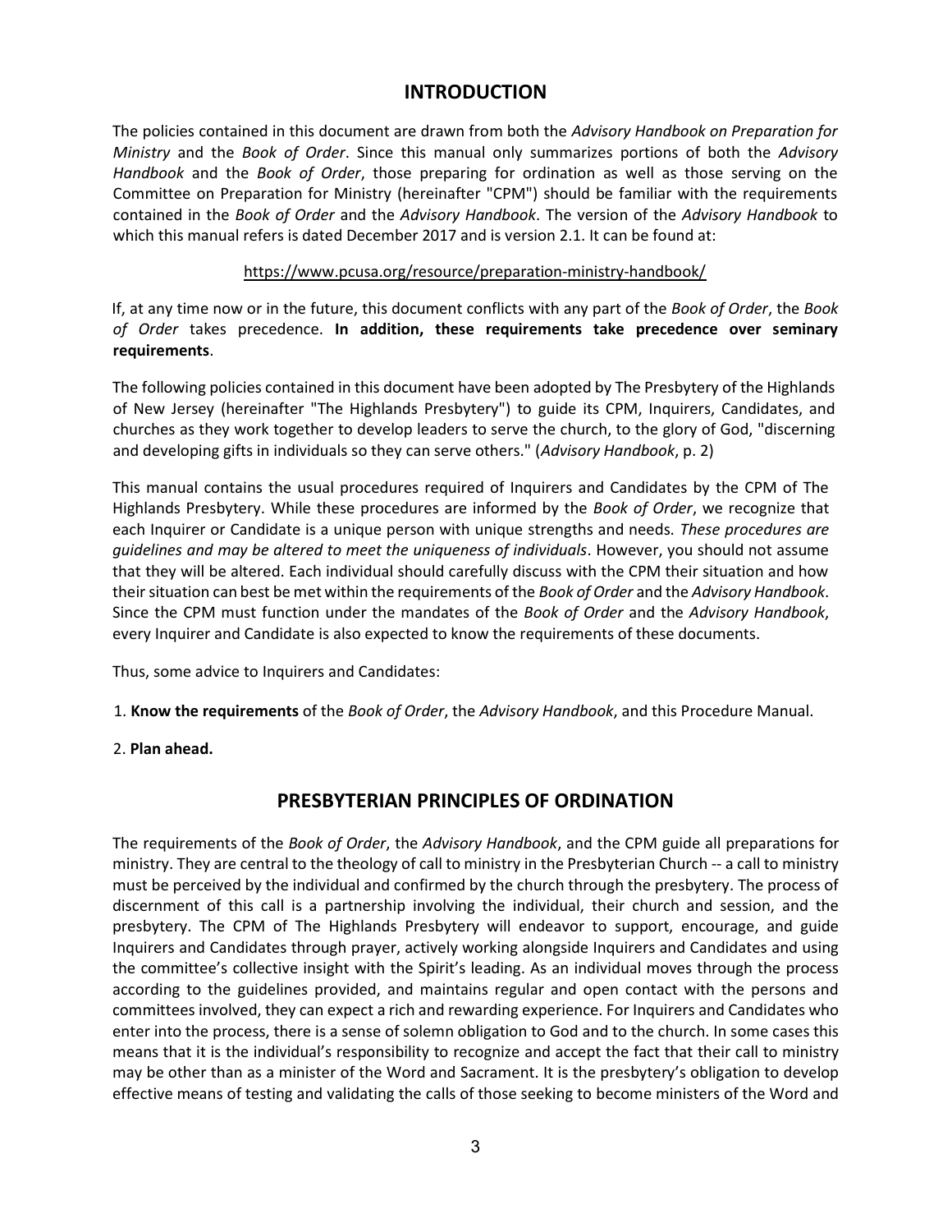## INTRODUCTION

The policies contained in this document are drawn from both the *Advisory Handbook on Preparation for Ministry* and the *Book of Order*. Since this manual only summarizes portions of both the *Advisory Handbook* and the *Book of Order*, those preparing for ordination as well as those serving on the Committee on Preparation for Ministry (hereinafter "CPM") should be familiar with the requirements contained in the *Book of Order* and the *Advisory Handbook*. The version of the *Advisory Handbook* to which this manual refers is dated December 2017 and is version 2.1. It can be found at:

https://www.pcusa.org/resource/preparation-ministry-handbook/

If, at any time now or in the future, this document conflicts with any part of the *Book of Order*, the *Book of Order* takes precedence. **In addition, these requirements take precedence over seminary requirements**.

The following policies contained in this document have been adopted by The Presbytery of the Highlands of New Jersey (hereinafter "The Highlands Presbytery") to guide its CPM, Inquirers, Candidates, and churches as they work together to develop leaders to serve the church, to the glory of God, "discerning and developing gifts in individuals so they can serve others." (*Advisory Handbook*, p. 2)

This manual contains the usual procedures required of Inquirers and Candidates by the CPM of The Highlands Presbytery. While these procedures are informed by the *Book of Order*, we recognize that each Inquirer or Candidate is a unique person with unique strengths and needs. *These procedures are guidelines and may be altered to meet the uniqueness of individuals*. However, you should not assume that they will be altered. Each individual should carefully discuss with the CPM their situation and how their situation can best be met within the requirements of the *Book of Order* and the *Advisory Handbook*. Since the CPM must function under the mandates of the *Book of Order* and the *Advisory Handbook*, every Inquirer and Candidate is also expected to know the requirements of these documents.

Thus, some advice to Inquirers and Candidates:

1. **Know the requirements** of the *Book of Order*, the *Advisory Handbook*, and this Procedure Manual.
2. **Plan ahead.**

## PRESBYTERIAN PRINCIPLES OF ORDINATION

The requirements of the *Book of Order*, the *Advisory Handbook*, and the CPM guide all preparations for ministry. They are central to the theology of call to ministry in the Presbyterian Church -- a call to ministry must be perceived by the individual and confirmed by the church through the presbytery. The process of discernment of this call is a partnership involving the individual, their church and session, and the presbytery. The CPM of The Highlands Presbytery will endeavor to support, encourage, and guide Inquirers and Candidates through prayer, actively working alongside Inquirers and Candidates and using the committee's collective insight with the Spirit's leading. As an individual moves through the process according to the guidelines provided, and maintains regular and open contact with the persons and committees involved, they can expect a rich and rewarding experience. For Inquirers and Candidates who enter into the process, there is a sense of solemn obligation to God and to the church. In some cases this means that it is the individual's responsibility to recognize and accept the fact that their call to ministry may be other than as a minister of the Word and Sacrament. It is the presbytery's obligation to develop effective means of testing and validating the calls of those seeking to become ministers of the Word and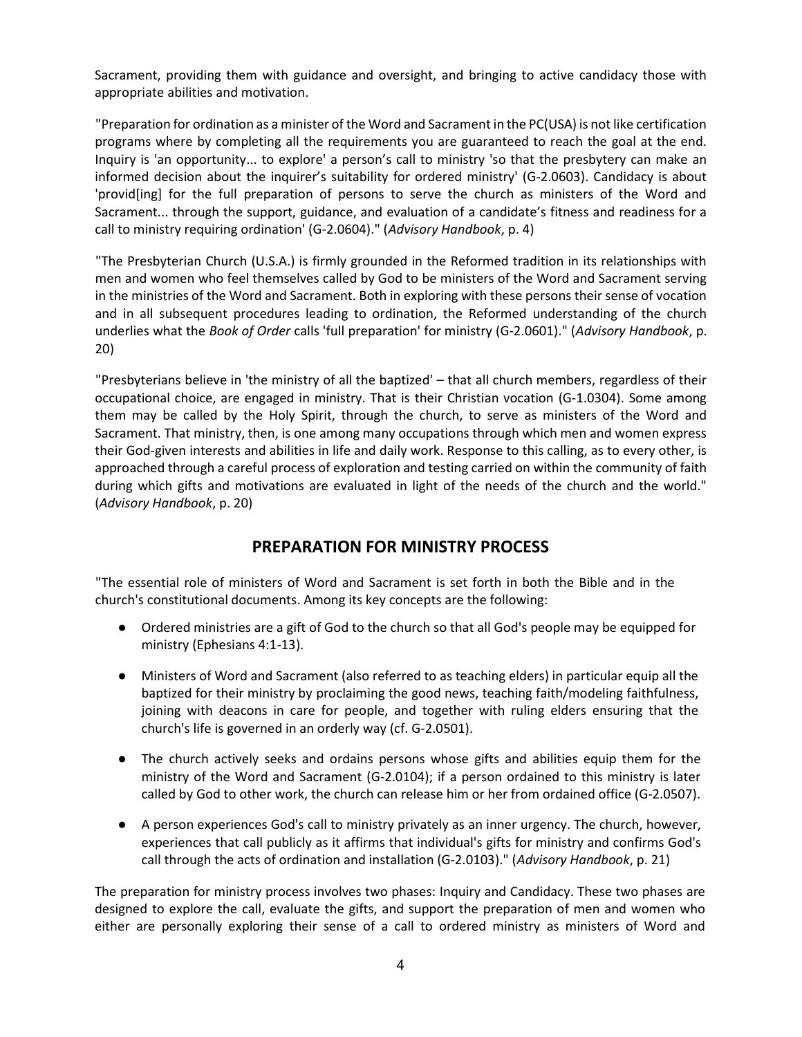Sacrament, providing them with guidance and oversight, and bringing to active candidacy those with appropriate abilities and motivation.

"Preparation for ordination as a minister of the Word and Sacrament in the PC(USA) is not like certification programs where by completing all the requirements you are guaranteed to reach the goal at the end. Inquiry is 'an opportunity... to explore' a person's call to ministry 'so that the presbytery can make an informed decision about the inquirer's suitability for ordered ministry' (G-2.0603). Candidacy is about 'provid[ing] for the full preparation of persons to serve the church as ministers of the Word and Sacrament... through the support, guidance, and evaluation of a candidate's fitness and readiness for a call to ministry requiring ordination' (G-2.0604)." (*Advisory Handbook*, p. 4)

"The Presbyterian Church (U.S.A.) is firmly grounded in the Reformed tradition in its relationships with men and women who feel themselves called by God to be ministers of the Word and Sacrament serving in the ministries of the Word and Sacrament. Both in exploring with these persons their sense of vocation and in all subsequent procedures leading to ordination, the Reformed understanding of the church underlies what the *Book of Order* calls 'full preparation' for ministry (G-2.0601)." (*Advisory Handbook*, p. 20)

"Presbyterians believe in 'the ministry of all the baptized' – that all church members, regardless of their occupational choice, are engaged in ministry. That is their Christian vocation (G-1.0304). Some among them may be called by the Holy Spirit, through the church, to serve as ministers of the Word and Sacrament. That ministry, then, is one among many occupations through which men and women express their God-given interests and abilities in life and daily work. Response to this calling, as to every other, is approached through a careful process of exploration and testing carried on within the community of faith during which gifts and motivations are evaluated in light of the needs of the church and the world." (*Advisory Handbook*, p. 20)

## PREPARATION FOR MINISTRY PROCESS

"The essential role of ministers of Word and Sacrament is set forth in both the Bible and in the church's constitutional documents. Among its key concepts are the following:

- Ordered ministries are a gift of God to the church so that all God's people may be equipped for ministry (Ephesians 4:1-13).
- Ministers of Word and Sacrament (also referred to as teaching elders) in particular equip all the baptized for their ministry by proclaiming the good news, teaching faith/modeling faithfulness, joining with deacons in care for people, and together with ruling elders ensuring that the church's life is governed in an orderly way (cf. G-2.0501).
- The church actively seeks and ordains persons whose gifts and abilities equip them for the ministry of the Word and Sacrament (G-2.0104); if a person ordained to this ministry is later called by God to other work, the church can release him or her from ordained office (G-2.0507).
- A person experiences God's call to ministry privately as an inner urgency. The church, however, experiences that call publicly as it affirms that individual's gifts for ministry and confirms God's call through the acts of ordination and installation (G-2.0103)." (*Advisory Handbook*, p. 21)

The preparation for ministry process involves two phases: Inquiry and Candidacy. These two phases are designed to explore the call, evaluate the gifts, and support the preparation of men and women who either are personally exploring their sense of a call to ordered ministry as ministers of Word and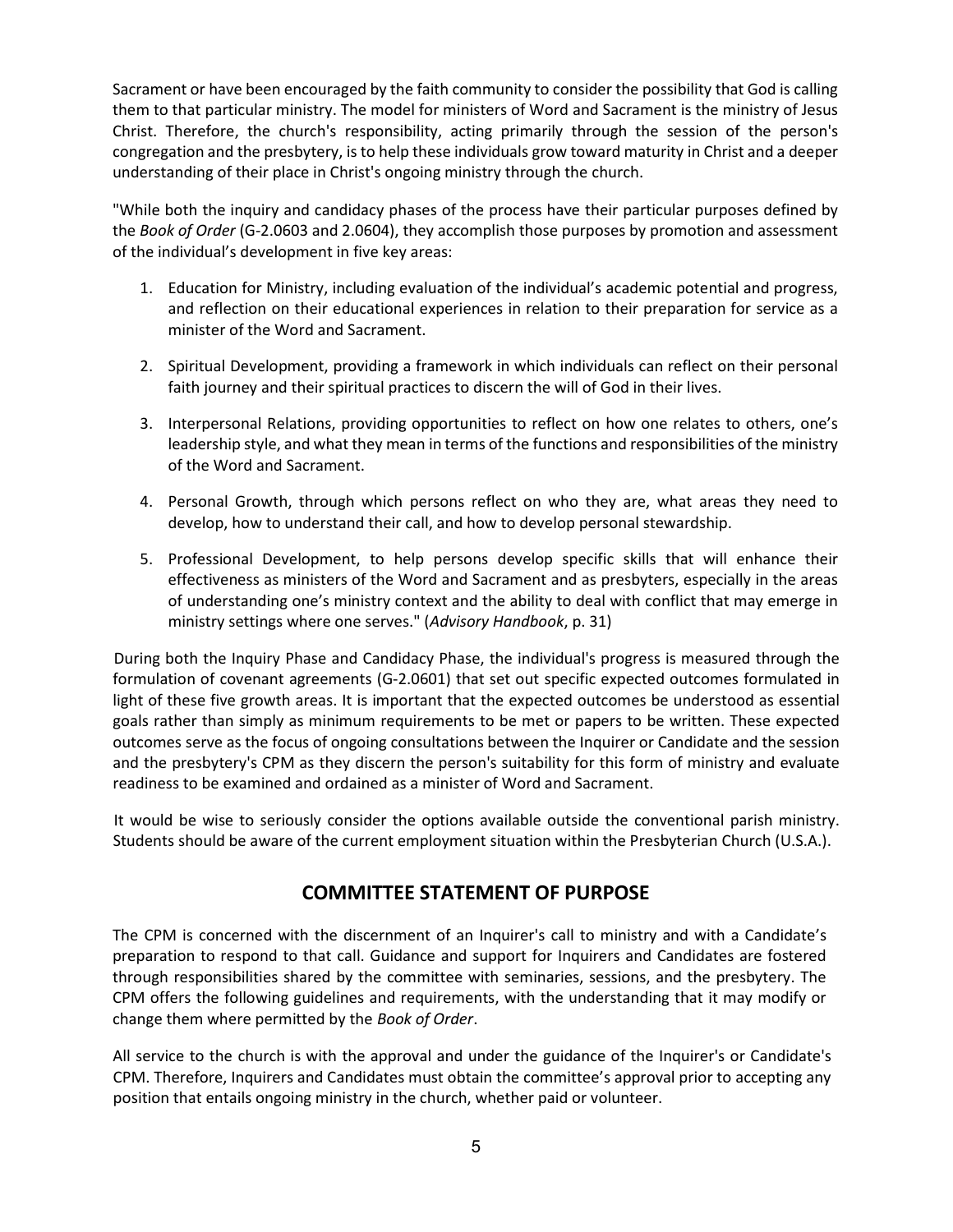Sacrament or have been encouraged by the faith community to consider the possibility that God is calling them to that particular ministry. The model for ministers of Word and Sacrament is the ministry of Jesus Christ. Therefore, the church's responsibility, acting primarily through the session of the person's congregation and the presbytery, is to help these individuals grow toward maturity in Christ and a deeper understanding of their place in Christ's ongoing ministry through the church.

"While both the inquiry and candidacy phases of the process have their particular purposes defined by the *Book of Order* (G-2.0603 and 2.0604), they accomplish those purposes by promotion and assessment of the individual's development in five key areas:

1. Education for Ministry, including evaluation of the individual's academic potential and progress, and reflection on their educational experiences in relation to their preparation for service as a minister of the Word and Sacrament.

2. Spiritual Development, providing a framework in which individuals can reflect on their personal faith journey and their spiritual practices to discern the will of God in their lives.

3. Interpersonal Relations, providing opportunities to reflect on how one relates to others, one's leadership style, and what they mean in terms of the functions and responsibilities of the ministry of the Word and Sacrament.

4. Personal Growth, through which persons reflect on who they are, what areas they need to develop, how to understand their call, and how to develop personal stewardship.

5. Professional Development, to help persons develop specific skills that will enhance their effectiveness as ministers of the Word and Sacrament and as presbyters, especially in the areas of understanding one's ministry context and the ability to deal with conflict that may emerge in ministry settings where one serves." (*Advisory Handbook*, p. 31)

During both the Inquiry Phase and Candidacy Phase, the individual's progress is measured through the formulation of covenant agreements (G-2.0601) that set out specific expected outcomes formulated in light of these five growth areas. It is important that the expected outcomes be understood as essential goals rather than simply as minimum requirements to be met or papers to be written. These expected outcomes serve as the focus of ongoing consultations between the Inquirer or Candidate and the session and the presbytery's CPM as they discern the person's suitability for this form of ministry and evaluate readiness to be examined and ordained as a minister of Word and Sacrament.

It would be wise to seriously consider the options available outside the conventional parish ministry. Students should be aware of the current employment situation within the Presbyterian Church (U.S.A.).

## COMMITTEE STATEMENT OF PURPOSE

The CPM is concerned with the discernment of an Inquirer's call to ministry and with a Candidate's preparation to respond to that call. Guidance and support for Inquirers and Candidates are fostered through responsibilities shared by the committee with seminaries, sessions, and the presbytery. The CPM offers the following guidelines and requirements, with the understanding that it may modify or change them where permitted by the *Book of Order*.

All service to the church is with the approval and under the guidance of the Inquirer's or Candidate's CPM. Therefore, Inquirers and Candidates must obtain the committee's approval prior to accepting any position that entails ongoing ministry in the church, whether paid or volunteer.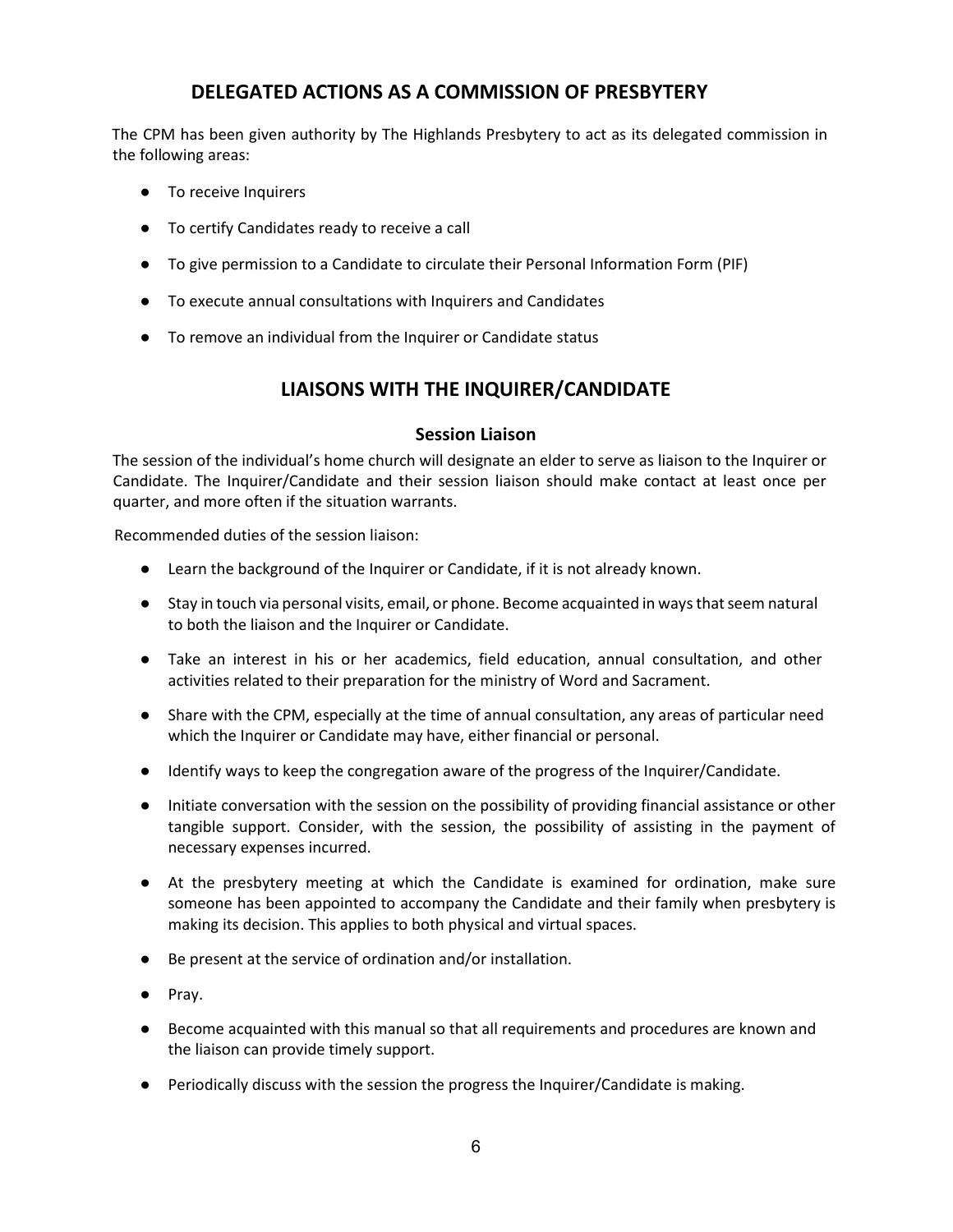## DELEGATED ACTIONS AS A COMMISSION OF PRESBYTERY

The CPM has been given authority by The Highlands Presbytery to act as its delegated commission in the following areas:

- To receive Inquirers
- To certify Candidates ready to receive a call
- To give permission to a Candidate to circulate their Personal Information Form (PIF)
- To execute annual consultations with Inquirers and Candidates
- To remove an individual from the Inquirer or Candidate status

## LIAISONS WITH THE INQUIRER/CANDIDATE

### Session Liaison

The session of the individual's home church will designate an elder to serve as liaison to the Inquirer or Candidate. The Inquirer/Candidate and their session liaison should make contact at least once per quarter, and more often if the situation warrants.

Recommended duties of the session liaison:

- Learn the background of the Inquirer or Candidate, if it is not already known.
- Stay in touch via personal visits, email, or phone. Become acquainted in ways that seem natural to both the liaison and the Inquirer or Candidate.
- Take an interest in his or her academics, field education, annual consultation, and other activities related to their preparation for the ministry of Word and Sacrament.
- Share with the CPM, especially at the time of annual consultation, any areas of particular need which the Inquirer or Candidate may have, either financial or personal.
- Identify ways to keep the congregation aware of the progress of the Inquirer/Candidate.
- Initiate conversation with the session on the possibility of providing financial assistance or other tangible support. Consider, with the session, the possibility of assisting in the payment of necessary expenses incurred.
- At the presbytery meeting at which the Candidate is examined for ordination, make sure someone has been appointed to accompany the Candidate and their family when presbytery is making its decision. This applies to both physical and virtual spaces.
- Be present at the service of ordination and/or installation.
- Pray.
- Become acquainted with this manual so that all requirements and procedures are known and the liaison can provide timely support.
- Periodically discuss with the session the progress the Inquirer/Candidate is making.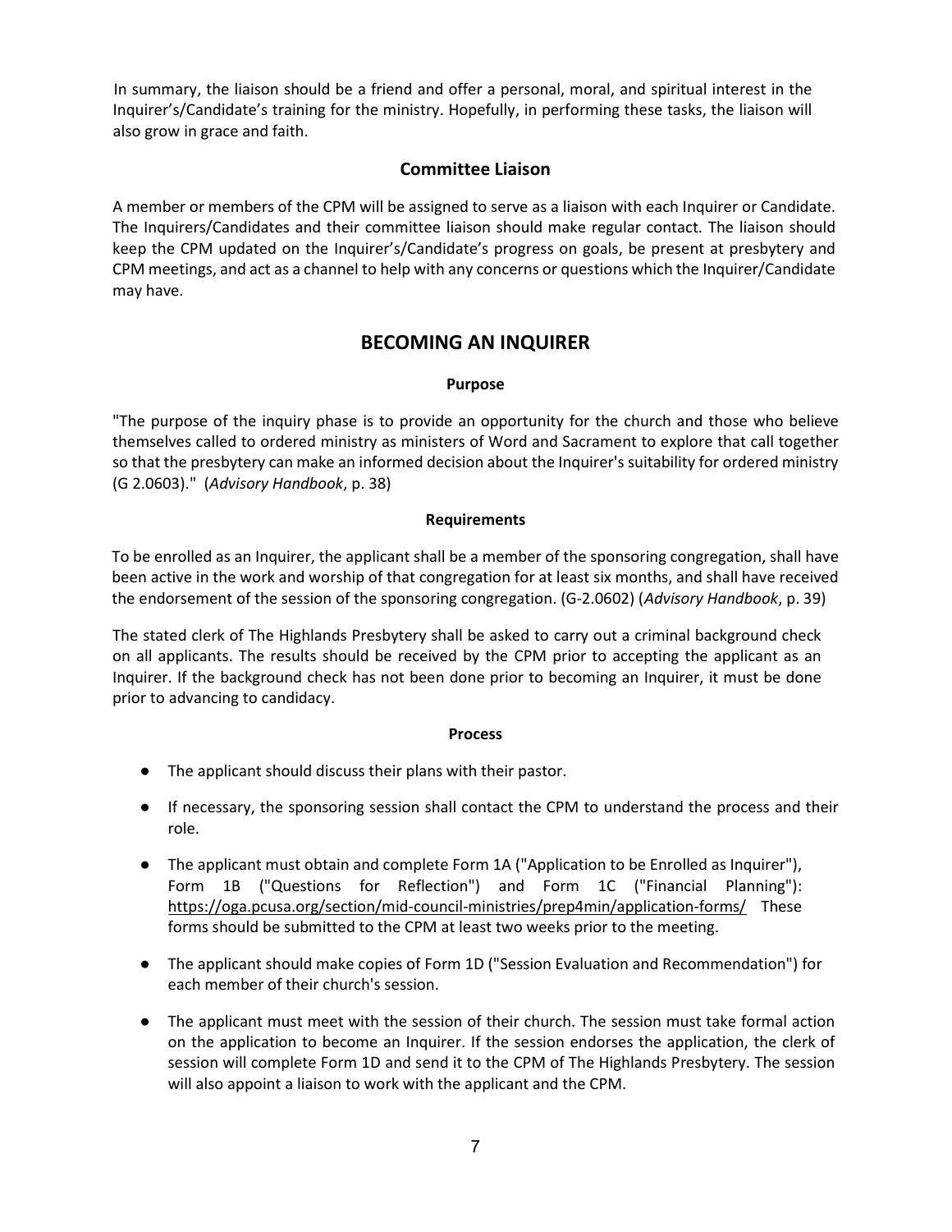In summary, the liaison should be a friend and offer a personal, moral, and spiritual interest in the Inquirer's/Candidate's training for the ministry. Hopefully, in performing these tasks, the liaison will also grow in grace and faith.

### Committee Liaison

A member or members of the CPM will be assigned to serve as a liaison with each Inquirer or Candidate. The Inquirers/Candidates and their committee liaison should make regular contact. The liaison should keep the CPM updated on the Inquirer's/Candidate's progress on goals, be present at presbytery and CPM meetings, and act as a channel to help with any concerns or questions which the Inquirer/Candidate may have.

## BECOMING AN INQUIRER

#### Purpose

"The purpose of the inquiry phase is to provide an opportunity for the church and those who believe themselves called to ordered ministry as ministers of Word and Sacrament to explore that call together so that the presbytery can make an informed decision about the Inquirer's suitability for ordered ministry (G 2.0603)." (*Advisory Handbook*, p. 38)

#### Requirements

To be enrolled as an Inquirer, the applicant shall be a member of the sponsoring congregation, shall have been active in the work and worship of that congregation for at least six months, and shall have received the endorsement of the session of the sponsoring congregation. (G-2.0602) (*Advisory Handbook*, p. 39)

The stated clerk of The Highlands Presbytery shall be asked to carry out a criminal background check on all applicants. The results should be received by the CPM prior to accepting the applicant as an Inquirer. If the background check has not been done prior to becoming an Inquirer, it must be done prior to advancing to candidacy.

#### Process

- The applicant should discuss their plans with their pastor.
- If necessary, the sponsoring session shall contact the CPM to understand the process and their role.
- The applicant must obtain and complete Form 1A ("Application to be Enrolled as Inquirer"), Form 1B ("Questions for Reflection") and Form 1C ("Financial Planning"): https://oga.pcusa.org/section/mid-council-ministries/prep4min/application-forms/ These forms should be submitted to the CPM at least two weeks prior to the meeting.
- The applicant should make copies of Form 1D ("Session Evaluation and Recommendation") for each member of their church's session.
- The applicant must meet with the session of their church. The session must take formal action on the application to become an Inquirer. If the session endorses the application, the clerk of session will complete Form 1D and send it to the CPM of The Highlands Presbytery. The session will also appoint a liaison to work with the applicant and the CPM.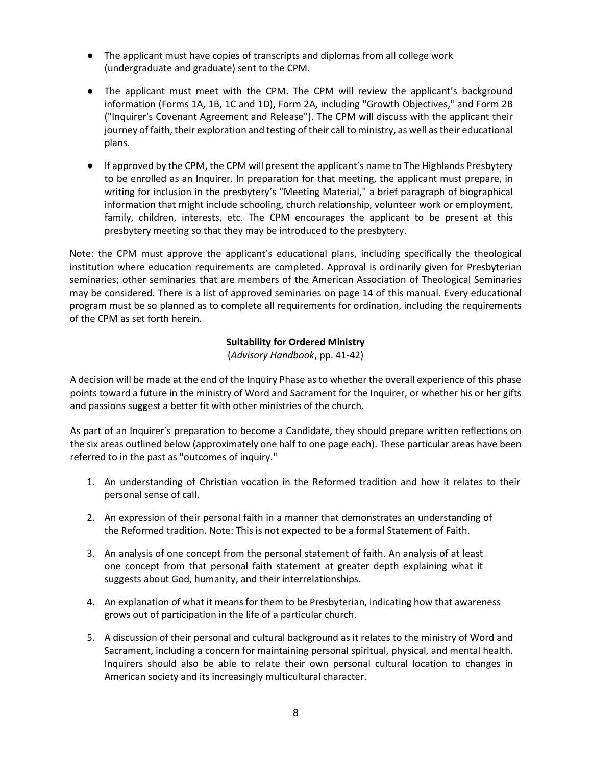- The applicant must have copies of transcripts and diplomas from all college work (undergraduate and graduate) sent to the CPM.

- The applicant must meet with the CPM. The CPM will review the applicant's background information (Forms 1A, 1B, 1C and 1D), Form 2A, including "Growth Objectives," and Form 2B ("Inquirer's Covenant Agreement and Release"). The CPM will discuss with the applicant their journey of faith, their exploration and testing of their call to ministry, as well as their educational plans.

- If approved by the CPM, the CPM will present the applicant's name to The Highlands Presbytery to be enrolled as an Inquirer. In preparation for that meeting, the applicant must prepare, in writing for inclusion in the presbytery's "Meeting Material," a brief paragraph of biographical information that might include schooling, church relationship, volunteer work or employment, family, children, interests, etc. The CPM encourages the applicant to be present at this presbytery meeting so that they may be introduced to the presbytery.

Note: the CPM must approve the applicant's educational plans, including specifically the theological institution where education requirements are completed. Approval is ordinarily given for Presbyterian seminaries; other seminaries that are members of the American Association of Theological Seminaries may be considered. There is a list of approved seminaries on page 14 of this manual. Every educational program must be so planned as to complete all requirements for ordination, including the requirements of the CPM as set forth herein.

### Suitability for Ordered Ministry

(*Advisory Handbook*, pp. 41-42)

A decision will be made at the end of the Inquiry Phase as to whether the overall experience of this phase points toward a future in the ministry of Word and Sacrament for the Inquirer, or whether his or her gifts and passions suggest a better fit with other ministries of the church.

As part of an Inquirer's preparation to become a Candidate, they should prepare written reflections on the six areas outlined below (approximately one half to one page each). These particular areas have been referred to in the past as "outcomes of inquiry."

1. An understanding of Christian vocation in the Reformed tradition and how it relates to their personal sense of call.

2. An expression of their personal faith in a manner that demonstrates an understanding of the Reformed tradition. Note: This is not expected to be a formal Statement of Faith.

3. An analysis of one concept from the personal statement of faith. An analysis of at least one concept from that personal faith statement at greater depth explaining what it suggests about God, humanity, and their interrelationships.

4. An explanation of what it means for them to be Presbyterian, indicating how that awareness grows out of participation in the life of a particular church.

5. A discussion of their personal and cultural background as it relates to the ministry of Word and Sacrament, including a concern for maintaining personal spiritual, physical, and mental health. Inquirers should also be able to relate their own personal cultural location to changes in American society and its increasingly multicultural character.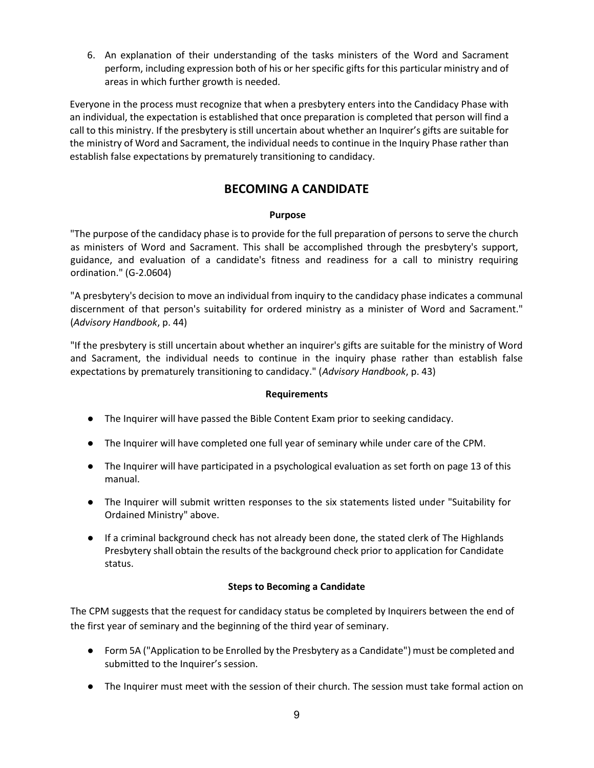6. An explanation of their understanding of the tasks ministers of the Word and Sacrament perform, including expression both of his or her specific gifts for this particular ministry and of areas in which further growth is needed.

Everyone in the process must recognize that when a presbytery enters into the Candidacy Phase with an individual, the expectation is established that once preparation is completed that person will find a call to this ministry. If the presbytery is still uncertain about whether an Inquirer's gifts are suitable for the ministry of Word and Sacrament, the individual needs to continue in the Inquiry Phase rather than establish false expectations by prematurely transitioning to candidacy.

## BECOMING A CANDIDATE

**Purpose**

"The purpose of the candidacy phase is to provide for the full preparation of persons to serve the church as ministers of Word and Sacrament. This shall be accomplished through the presbytery's support, guidance, and evaluation of a candidate's fitness and readiness for a call to ministry requiring ordination." (G-2.0604)

"A presbytery's decision to move an individual from inquiry to the candidacy phase indicates a communal discernment of that person's suitability for ordered ministry as a minister of Word and Sacrament." (*Advisory Handbook*, p. 44)

"If the presbytery is still uncertain about whether an inquirer's gifts are suitable for the ministry of Word and Sacrament, the individual needs to continue in the inquiry phase rather than establish false expectations by prematurely transitioning to candidacy." (*Advisory Handbook*, p. 43)

**Requirements**

- The Inquirer will have passed the Bible Content Exam prior to seeking candidacy.
- The Inquirer will have completed one full year of seminary while under care of the CPM.
- The Inquirer will have participated in a psychological evaluation as set forth on page 13 of this manual.
- The Inquirer will submit written responses to the six statements listed under "Suitability for Ordained Ministry" above.
- If a criminal background check has not already been done, the stated clerk of The Highlands Presbytery shall obtain the results of the background check prior to application for Candidate status.

**Steps to Becoming a Candidate**

The CPM suggests that the request for candidacy status be completed by Inquirers between the end of the first year of seminary and the beginning of the third year of seminary.

- Form 5A ("Application to be Enrolled by the Presbytery as a Candidate") must be completed and submitted to the Inquirer's session.
- The Inquirer must meet with the session of their church. The session must take formal action on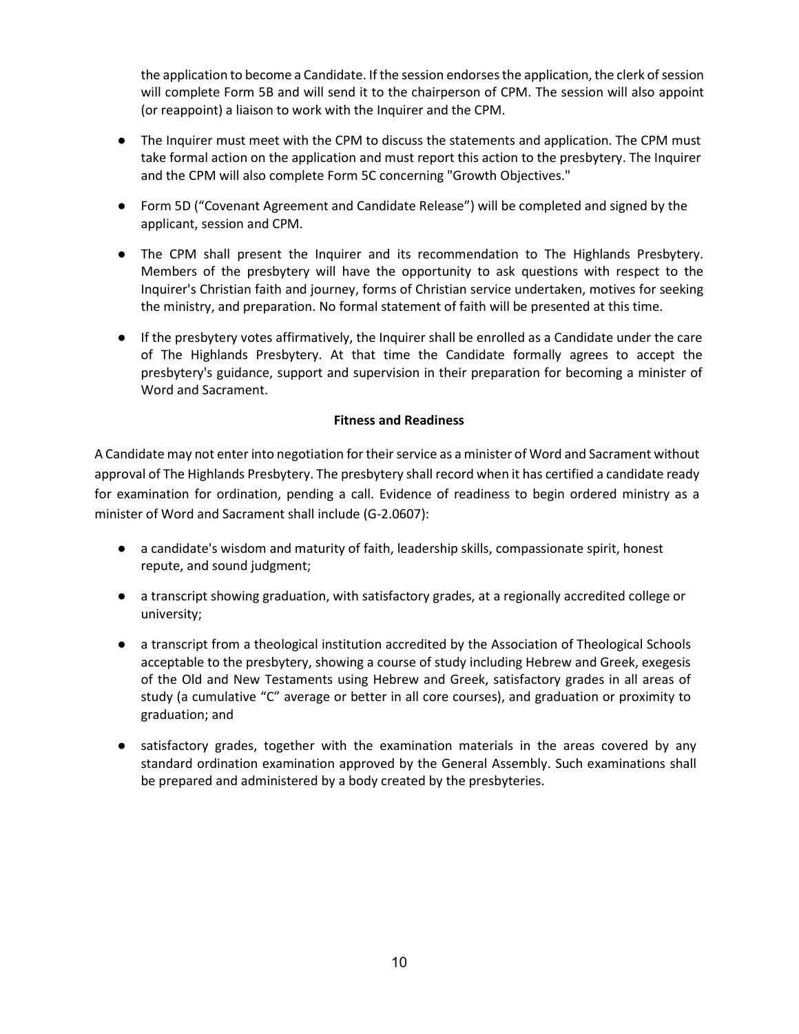the application to become a Candidate. If the session endorses the application, the clerk of session will complete Form 5B and will send it to the chairperson of CPM. The session will also appoint (or reappoint) a liaison to work with the Inquirer and the CPM.

- The Inquirer must meet with the CPM to discuss the statements and application. The CPM must take formal action on the application and must report this action to the presbytery. The Inquirer and the CPM will also complete Form 5C concerning "Growth Objectives."
- Form 5D ("Covenant Agreement and Candidate Release") will be completed and signed by the applicant, session and CPM.
- The CPM shall present the Inquirer and its recommendation to The Highlands Presbytery. Members of the presbytery will have the opportunity to ask questions with respect to the Inquirer's Christian faith and journey, forms of Christian service undertaken, motives for seeking the ministry, and preparation. No formal statement of faith will be presented at this time.
- If the presbytery votes affirmatively, the Inquirer shall be enrolled as a Candidate under the care of The Highlands Presbytery. At that time the Candidate formally agrees to accept the presbytery's guidance, support and supervision in their preparation for becoming a minister of Word and Sacrament.

**Fitness and Readiness**

A Candidate may not enter into negotiation for their service as a minister of Word and Sacrament without approval of The Highlands Presbytery. The presbytery shall record when it has certified a candidate ready for examination for ordination, pending a call. Evidence of readiness to begin ordered ministry as a minister of Word and Sacrament shall include (G-2.0607):

- a candidate's wisdom and maturity of faith, leadership skills, compassionate spirit, honest repute, and sound judgment;
- a transcript showing graduation, with satisfactory grades, at a regionally accredited college or university;
- a transcript from a theological institution accredited by the Association of Theological Schools acceptable to the presbytery, showing a course of study including Hebrew and Greek, exegesis of the Old and New Testaments using Hebrew and Greek, satisfactory grades in all areas of study (a cumulative "C" average or better in all core courses), and graduation or proximity to graduation; and
- satisfactory grades, together with the examination materials in the areas covered by any standard ordination examination approved by the General Assembly. Such examinations shall be prepared and administered by a body created by the presbyteries.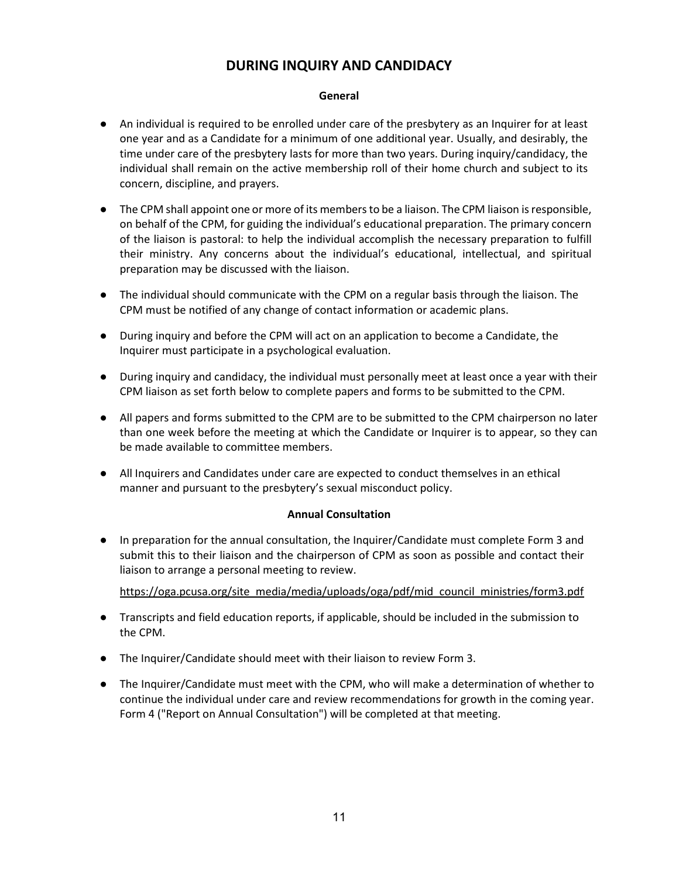# DURING INQUIRY AND CANDIDACY

### General

- An individual is required to be enrolled under care of the presbytery as an Inquirer for at least one year and as a Candidate for a minimum of one additional year. Usually, and desirably, the time under care of the presbytery lasts for more than two years. During inquiry/candidacy, the individual shall remain on the active membership roll of their home church and subject to its concern, discipline, and prayers.

- The CPM shall appoint one or more of its members to be a liaison. The CPM liaison is responsible, on behalf of the CPM, for guiding the individual's educational preparation. The primary concern of the liaison is pastoral: to help the individual accomplish the necessary preparation to fulfill their ministry. Any concerns about the individual's educational, intellectual, and spiritual preparation may be discussed with the liaison.

- The individual should communicate with the CPM on a regular basis through the liaison. The CPM must be notified of any change of contact information or academic plans.

- During inquiry and before the CPM will act on an application to become a Candidate, the Inquirer must participate in a psychological evaluation.

- During inquiry and candidacy, the individual must personally meet at least once a year with their CPM liaison as set forth below to complete papers and forms to be submitted to the CPM.

- All papers and forms submitted to the CPM are to be submitted to the CPM chairperson no later than one week before the meeting at which the Candidate or Inquirer is to appear, so they can be made available to committee members.

- All Inquirers and Candidates under care are expected to conduct themselves in an ethical manner and pursuant to the presbytery's sexual misconduct policy.

### Annual Consultation

- In preparation for the annual consultation, the Inquirer/Candidate must complete Form 3 and submit this to their liaison and the chairperson of CPM as soon as possible and contact their liaison to arrange a personal meeting to review.

  https://oga.pcusa.org/site_media/media/uploads/oga/pdf/mid_council_ministries/form3.pdf

- Transcripts and field education reports, if applicable, should be included in the submission to the CPM.

- The Inquirer/Candidate should meet with their liaison to review Form 3.

- The Inquirer/Candidate must meet with the CPM, who will make a determination of whether to continue the individual under care and review recommendations for growth in the coming year. Form 4 ("Report on Annual Consultation") will be completed at that meeting.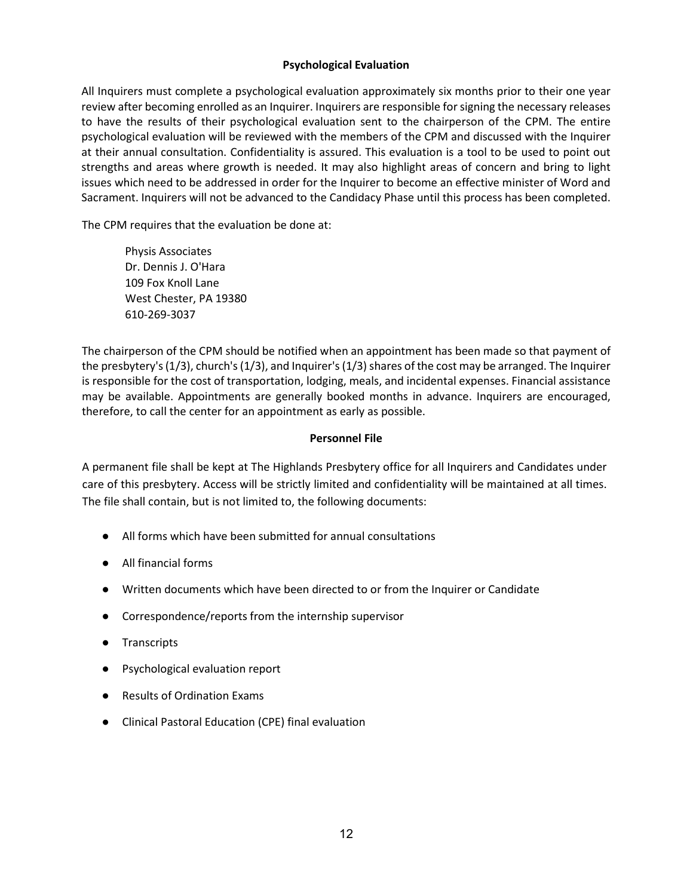## Psychological Evaluation

All Inquirers must complete a psychological evaluation approximately six months prior to their one year review after becoming enrolled as an Inquirer. Inquirers are responsible for signing the necessary releases to have the results of their psychological evaluation sent to the chairperson of the CPM. The entire psychological evaluation will be reviewed with the members of the CPM and discussed with the Inquirer at their annual consultation. Confidentiality is assured. This evaluation is a tool to be used to point out strengths and areas where growth is needed. It may also highlight areas of concern and bring to light issues which need to be addressed in order for the Inquirer to become an effective minister of Word and Sacrament. Inquirers will not be advanced to the Candidacy Phase until this process has been completed.

The CPM requires that the evaluation be done at:

> Physis Associates
> Dr. Dennis J. O'Hara
> 109 Fox Knoll Lane
> West Chester, PA 19380
> 610-269-3037

The chairperson of the CPM should be notified when an appointment has been made so that payment of the presbytery's (1/3), church's (1/3), and Inquirer's (1/3) shares of the cost may be arranged. The Inquirer is responsible for the cost of transportation, lodging, meals, and incidental expenses. Financial assistance may be available. Appointments are generally booked months in advance. Inquirers are encouraged, therefore, to call the center for an appointment as early as possible.

## Personnel File

A permanent file shall be kept at The Highlands Presbytery office for all Inquirers and Candidates under care of this presbytery. Access will be strictly limited and confidentiality will be maintained at all times. The file shall contain, but is not limited to, the following documents:

- All forms which have been submitted for annual consultations
- All financial forms
- Written documents which have been directed to or from the Inquirer or Candidate
- Correspondence/reports from the internship supervisor
- Transcripts
- Psychological evaluation report
- Results of Ordination Exams
- Clinical Pastoral Education (CPE) final evaluation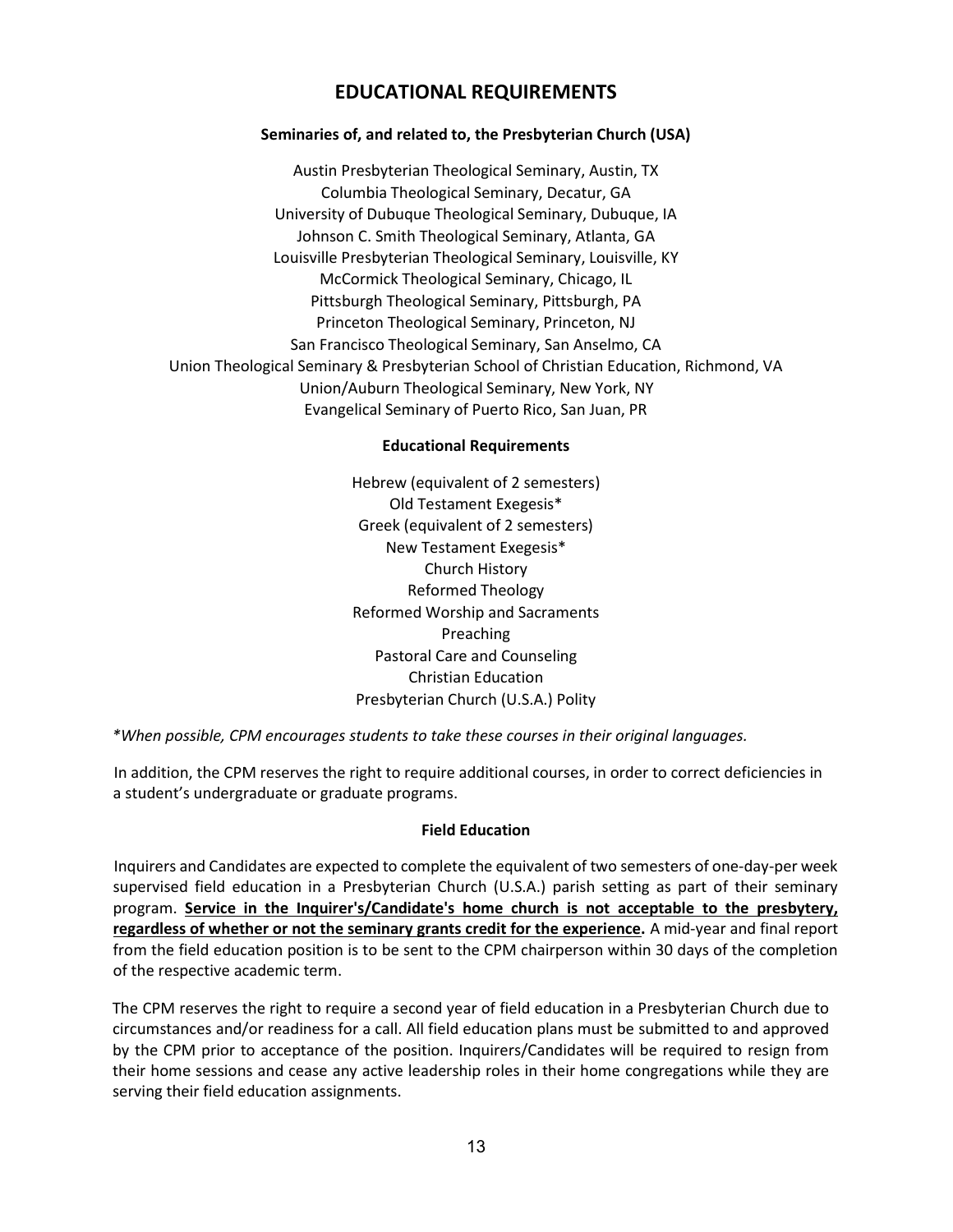# EDUCATIONAL REQUIREMENTS

**Seminaries of, and related to, the Presbyterian Church (USA)**

Austin Presbyterian Theological Seminary, Austin, TX
Columbia Theological Seminary, Decatur, GA
University of Dubuque Theological Seminary, Dubuque, IA
Johnson C. Smith Theological Seminary, Atlanta, GA
Louisville Presbyterian Theological Seminary, Louisville, KY
McCormick Theological Seminary, Chicago, IL
Pittsburgh Theological Seminary, Pittsburgh, PA
Princeton Theological Seminary, Princeton, NJ
San Francisco Theological Seminary, San Anselmo, CA
Union Theological Seminary & Presbyterian School of Christian Education, Richmond, VA
Union/Auburn Theological Seminary, New York, NY
Evangelical Seminary of Puerto Rico, San Juan, PR

**Educational Requirements**

Hebrew (equivalent of 2 semesters)
Old Testament Exegesis*
Greek (equivalent of 2 semesters)
New Testament Exegesis*
Church History
Reformed Theology
Reformed Worship and Sacraments
Preaching
Pastoral Care and Counseling
Christian Education
Presbyterian Church (U.S.A.) Polity

*\*When possible, CPM encourages students to take these courses in their original languages.*

In addition, the CPM reserves the right to require additional courses, in order to correct deficiencies in a student's undergraduate or graduate programs.

**Field Education**

Inquirers and Candidates are expected to complete the equivalent of two semesters of one-day-per week supervised field education in a Presbyterian Church (U.S.A.) parish setting as part of their seminary program. **<u>Service in the Inquirer's/Candidate's home church is not acceptable to the presbytery, regardless of whether or not the seminary grants credit for the experience</u>.** A mid-year and final report from the field education position is to be sent to the CPM chairperson within 30 days of the completion of the respective academic term.

The CPM reserves the right to require a second year of field education in a Presbyterian Church due to circumstances and/or readiness for a call. All field education plans must be submitted to and approved by the CPM prior to acceptance of the position. Inquirers/Candidates will be required to resign from their home sessions and cease any active leadership roles in their home congregations while they are serving their field education assignments.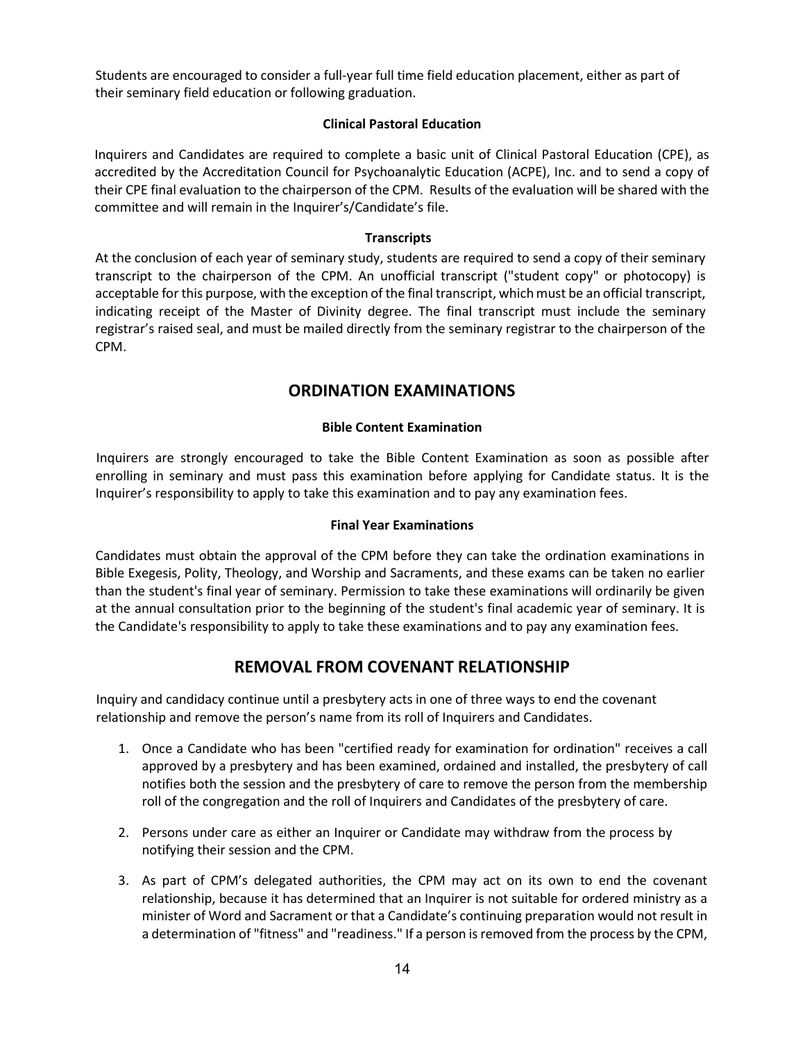Students are encouraged to consider a full-year full time field education placement, either as part of their seminary field education or following graduation.

**Clinical Pastoral Education**

Inquirers and Candidates are required to complete a basic unit of Clinical Pastoral Education (CPE), as accredited by the Accreditation Council for Psychoanalytic Education (ACPE), Inc. and to send a copy of their CPE final evaluation to the chairperson of the CPM. Results of the evaluation will be shared with the committee and will remain in the Inquirer's/Candidate's file.

**Transcripts**

At the conclusion of each year of seminary study, students are required to send a copy of their seminary transcript to the chairperson of the CPM. An unofficial transcript ("student copy" or photocopy) is acceptable for this purpose, with the exception of the final transcript, which must be an official transcript, indicating receipt of the Master of Divinity degree. The final transcript must include the seminary registrar's raised seal, and must be mailed directly from the seminary registrar to the chairperson of the CPM.

## ORDINATION EXAMINATIONS

**Bible Content Examination**

Inquirers are strongly encouraged to take the Bible Content Examination as soon as possible after enrolling in seminary and must pass this examination before applying for Candidate status. It is the Inquirer's responsibility to apply to take this examination and to pay any examination fees.

**Final Year Examinations**

Candidates must obtain the approval of the CPM before they can take the ordination examinations in Bible Exegesis, Polity, Theology, and Worship and Sacraments, and these exams can be taken no earlier than the student's final year of seminary. Permission to take these examinations will ordinarily be given at the annual consultation prior to the beginning of the student's final academic year of seminary. It is the Candidate's responsibility to apply to take these examinations and to pay any examination fees.

## REMOVAL FROM COVENANT RELATIONSHIP

Inquiry and candidacy continue until a presbytery acts in one of three ways to end the covenant relationship and remove the person's name from its roll of Inquirers and Candidates.

1. Once a Candidate who has been "certified ready for examination for ordination" receives a call approved by a presbytery and has been examined, ordained and installed, the presbytery of call notifies both the session and the presbytery of care to remove the person from the membership roll of the congregation and the roll of Inquirers and Candidates of the presbytery of care.

2. Persons under care as either an Inquirer or Candidate may withdraw from the process by notifying their session and the CPM.

3. As part of CPM's delegated authorities, the CPM may act on its own to end the covenant relationship, because it has determined that an Inquirer is not suitable for ordered ministry as a minister of Word and Sacrament or that a Candidate's continuing preparation would not result in a determination of "fitness" and "readiness." If a person is removed from the process by the CPM,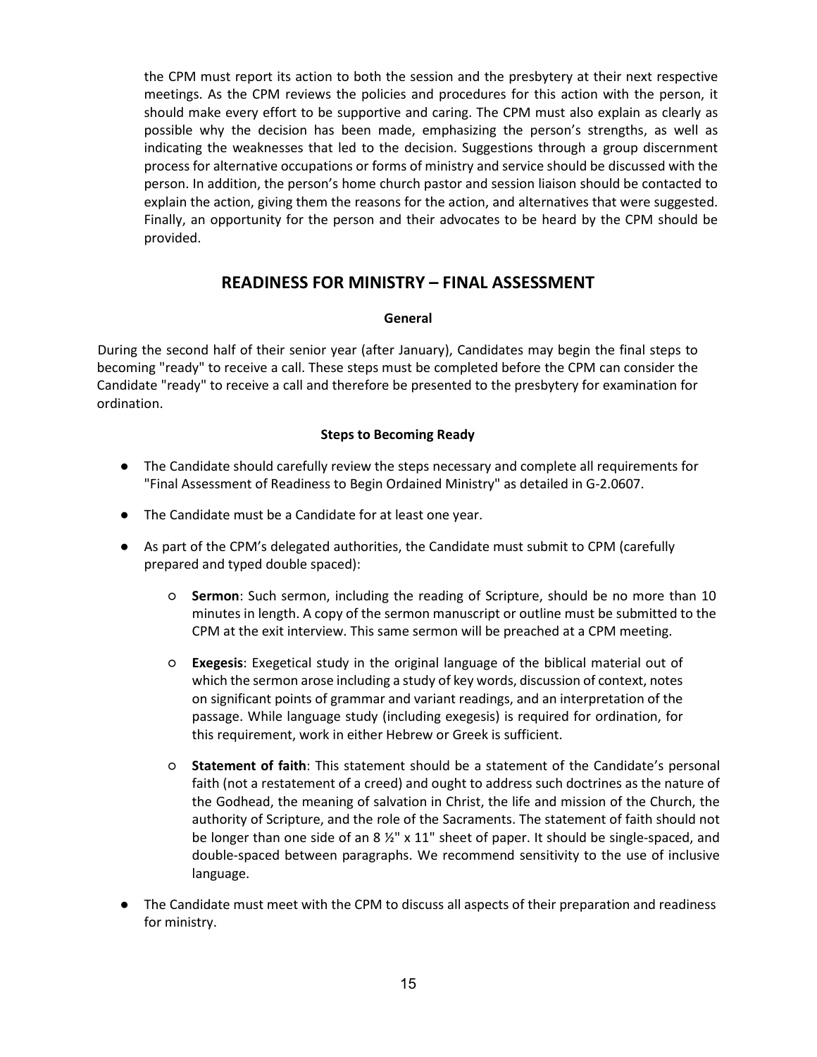the CPM must report its action to both the session and the presbytery at their next respective meetings. As the CPM reviews the policies and procedures for this action with the person, it should make every effort to be supportive and caring. The CPM must also explain as clearly as possible why the decision has been made, emphasizing the person's strengths, as well as indicating the weaknesses that led to the decision. Suggestions through a group discernment process for alternative occupations or forms of ministry and service should be discussed with the person. In addition, the person's home church pastor and session liaison should be contacted to explain the action, giving them the reasons for the action, and alternatives that were suggested. Finally, an opportunity for the person and their advocates to be heard by the CPM should be provided.

## READINESS FOR MINISTRY – FINAL ASSESSMENT

### General

During the second half of their senior year (after January), Candidates may begin the final steps to becoming "ready" to receive a call. These steps must be completed before the CPM can consider the Candidate "ready" to receive a call and therefore be presented to the presbytery for examination for ordination.

### Steps to Becoming Ready

- The Candidate should carefully review the steps necessary and complete all requirements for "Final Assessment of Readiness to Begin Ordained Ministry" as detailed in G-2.0607.
- The Candidate must be a Candidate for at least one year.
- As part of the CPM's delegated authorities, the Candidate must submit to CPM (carefully prepared and typed double spaced):
  - **Sermon**: Such sermon, including the reading of Scripture, should be no more than 10 minutes in length. A copy of the sermon manuscript or outline must be submitted to the CPM at the exit interview. This same sermon will be preached at a CPM meeting.
  - **Exegesis**: Exegetical study in the original language of the biblical material out of which the sermon arose including a study of key words, discussion of context, notes on significant points of grammar and variant readings, and an interpretation of the passage. While language study (including exegesis) is required for ordination, for this requirement, work in either Hebrew or Greek is sufficient.
  - **Statement of faith**: This statement should be a statement of the Candidate's personal faith (not a restatement of a creed) and ought to address such doctrines as the nature of the Godhead, the meaning of salvation in Christ, the life and mission of the Church, the authority of Scripture, and the role of the Sacraments. The statement of faith should not be longer than one side of an 8 ½" x 11" sheet of paper. It should be single-spaced, and double-spaced between paragraphs. We recommend sensitivity to the use of inclusive language.
- The Candidate must meet with the CPM to discuss all aspects of their preparation and readiness for ministry.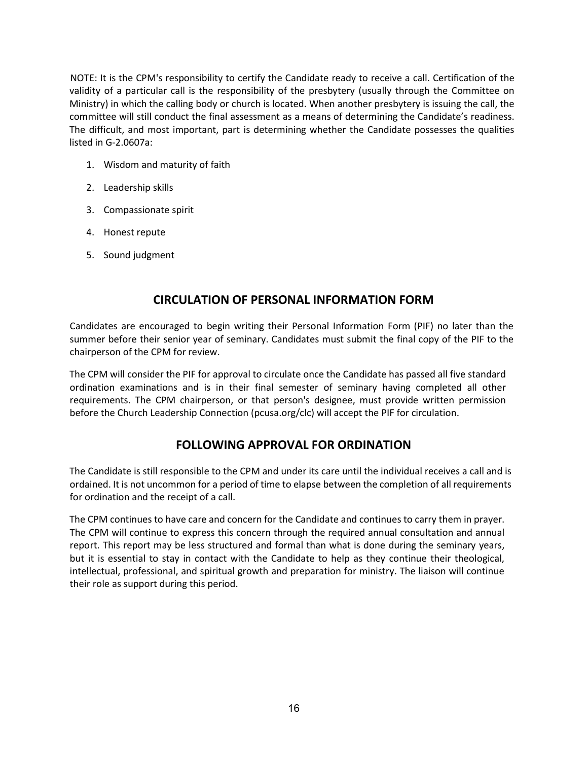NOTE: It is the CPM's responsibility to certify the Candidate ready to receive a call. Certification of the validity of a particular call is the responsibility of the presbytery (usually through the Committee on Ministry) in which the calling body or church is located. When another presbytery is issuing the call, the committee will still conduct the final assessment as a means of determining the Candidate's readiness. The difficult, and most important, part is determining whether the Candidate possesses the qualities listed in G-2.0607a:

1. Wisdom and maturity of faith
2. Leadership skills
3. Compassionate spirit
4. Honest repute
5. Sound judgment

## CIRCULATION OF PERSONAL INFORMATION FORM

Candidates are encouraged to begin writing their Personal Information Form (PIF) no later than the summer before their senior year of seminary. Candidates must submit the final copy of the PIF to the chairperson of the CPM for review.

The CPM will consider the PIF for approval to circulate once the Candidate has passed all five standard ordination examinations and is in their final semester of seminary having completed all other requirements. The CPM chairperson, or that person's designee, must provide written permission before the Church Leadership Connection (pcusa.org/clc) will accept the PIF for circulation.

## FOLLOWING APPROVAL FOR ORDINATION

The Candidate is still responsible to the CPM and under its care until the individual receives a call and is ordained. It is not uncommon for a period of time to elapse between the completion of all requirements for ordination and the receipt of a call.

The CPM continues to have care and concern for the Candidate and continues to carry them in prayer. The CPM will continue to express this concern through the required annual consultation and annual report. This report may be less structured and formal than what is done during the seminary years, but it is essential to stay in contact with the Candidate to help as they continue their theological, intellectual, professional, and spiritual growth and preparation for ministry. The liaison will continue their role as support during this period.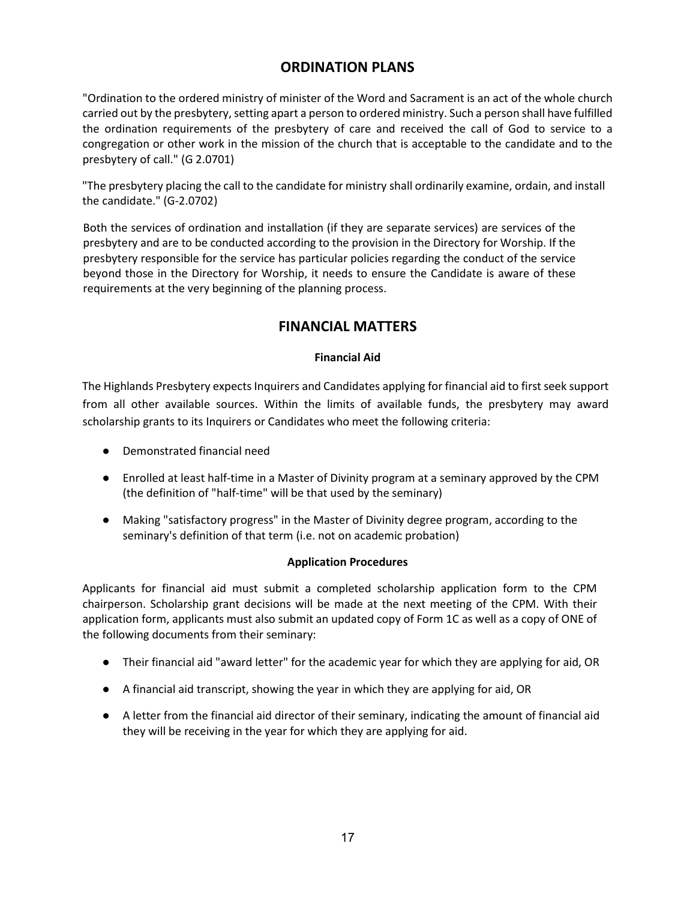## ORDINATION PLANS

"Ordination to the ordered ministry of minister of the Word and Sacrament is an act of the whole church carried out by the presbytery, setting apart a person to ordered ministry. Such a person shall have fulfilled the ordination requirements of the presbytery of care and received the call of God to service to a congregation or other work in the mission of the church that is acceptable to the candidate and to the presbytery of call." (G 2.0701)

"The presbytery placing the call to the candidate for ministry shall ordinarily examine, ordain, and install the candidate." (G-2.0702)

Both the services of ordination and installation (if they are separate services) are services of the presbytery and are to be conducted according to the provision in the Directory for Worship. If the presbytery responsible for the service has particular policies regarding the conduct of the service beyond those in the Directory for Worship, it needs to ensure the Candidate is aware of these requirements at the very beginning of the planning process.

## FINANCIAL MATTERS

### Financial Aid

The Highlands Presbytery expects Inquirers and Candidates applying for financial aid to first seek support from all other available sources. Within the limits of available funds, the presbytery may award scholarship grants to its Inquirers or Candidates who meet the following criteria:

- Demonstrated financial need
- Enrolled at least half-time in a Master of Divinity program at a seminary approved by the CPM (the definition of "half-time" will be that used by the seminary)
- Making "satisfactory progress" in the Master of Divinity degree program, according to the seminary's definition of that term (i.e. not on academic probation)

### Application Procedures

Applicants for financial aid must submit a completed scholarship application form to the CPM chairperson. Scholarship grant decisions will be made at the next meeting of the CPM. With their application form, applicants must also submit an updated copy of Form 1C as well as a copy of ONE of the following documents from their seminary:

- Their financial aid "award letter" for the academic year for which they are applying for aid, OR
- A financial aid transcript, showing the year in which they are applying for aid, OR
- A letter from the financial aid director of their seminary, indicating the amount of financial aid they will be receiving in the year for which they are applying for aid.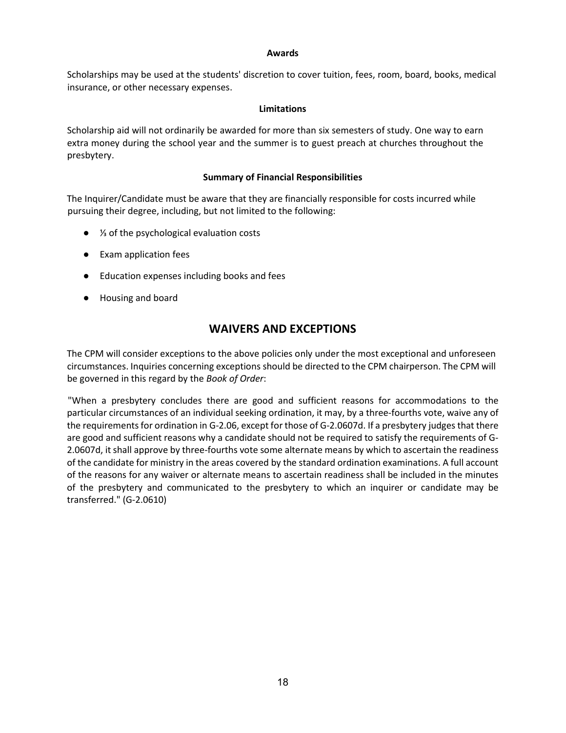### Awards

Scholarships may be used at the students' discretion to cover tuition, fees, room, board, books, medical insurance, or other necessary expenses.

### Limitations

Scholarship aid will not ordinarily be awarded for more than six semesters of study. One way to earn extra money during the school year and the summer is to guest preach at churches throughout the presbytery.

### Summary of Financial Responsibilities

The Inquirer/Candidate must be aware that they are financially responsible for costs incurred while pursuing their degree, including, but not limited to the following:

- ⅓ of the psychological evaluation costs
- Exam application fees
- Education expenses including books and fees
- Housing and board

## WAIVERS AND EXCEPTIONS

The CPM will consider exceptions to the above policies only under the most exceptional and unforeseen circumstances. Inquiries concerning exceptions should be directed to the CPM chairperson. The CPM will be governed in this regard by the *Book of Order*:

"When a presbytery concludes there are good and sufficient reasons for accommodations to the particular circumstances of an individual seeking ordination, it may, by a three-fourths vote, waive any of the requirements for ordination in G-2.06, except for those of G-2.0607d. If a presbytery judges that there are good and sufficient reasons why a candidate should not be required to satisfy the requirements of G-2.0607d, it shall approve by three-fourths vote some alternate means by which to ascertain the readiness of the candidate for ministry in the areas covered by the standard ordination examinations. A full account of the reasons for any waiver or alternate means to ascertain readiness shall be included in the minutes of the presbytery and communicated to the presbytery to which an inquirer or candidate may be transferred." (G-2.0610)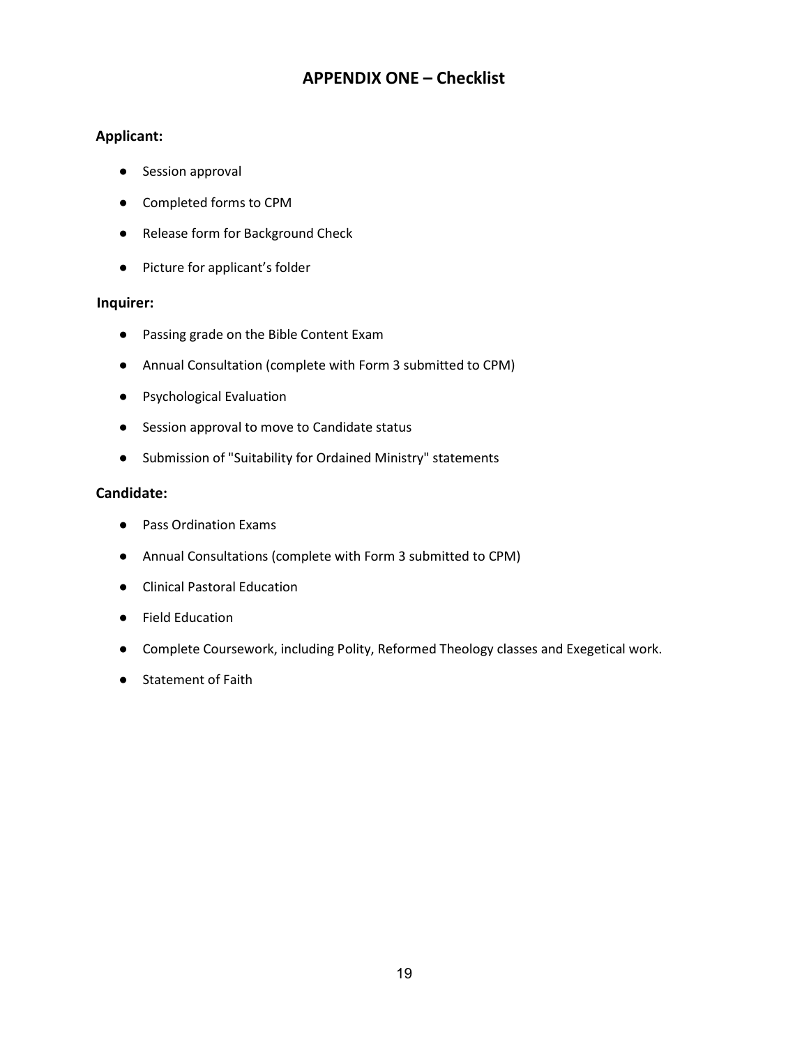# APPENDIX ONE – Checklist

**Applicant:**

- Session approval
- Completed forms to CPM
- Release form for Background Check
- Picture for applicant's folder

**Inquirer:**

- Passing grade on the Bible Content Exam
- Annual Consultation (complete with Form 3 submitted to CPM)
- Psychological Evaluation
- Session approval to move to Candidate status
- Submission of "Suitability for Ordained Ministry" statements

**Candidate:**

- Pass Ordination Exams
- Annual Consultations (complete with Form 3 submitted to CPM)
- Clinical Pastoral Education
- Field Education
- Complete Coursework, including Polity, Reformed Theology classes and Exegetical work.
- Statement of Faith